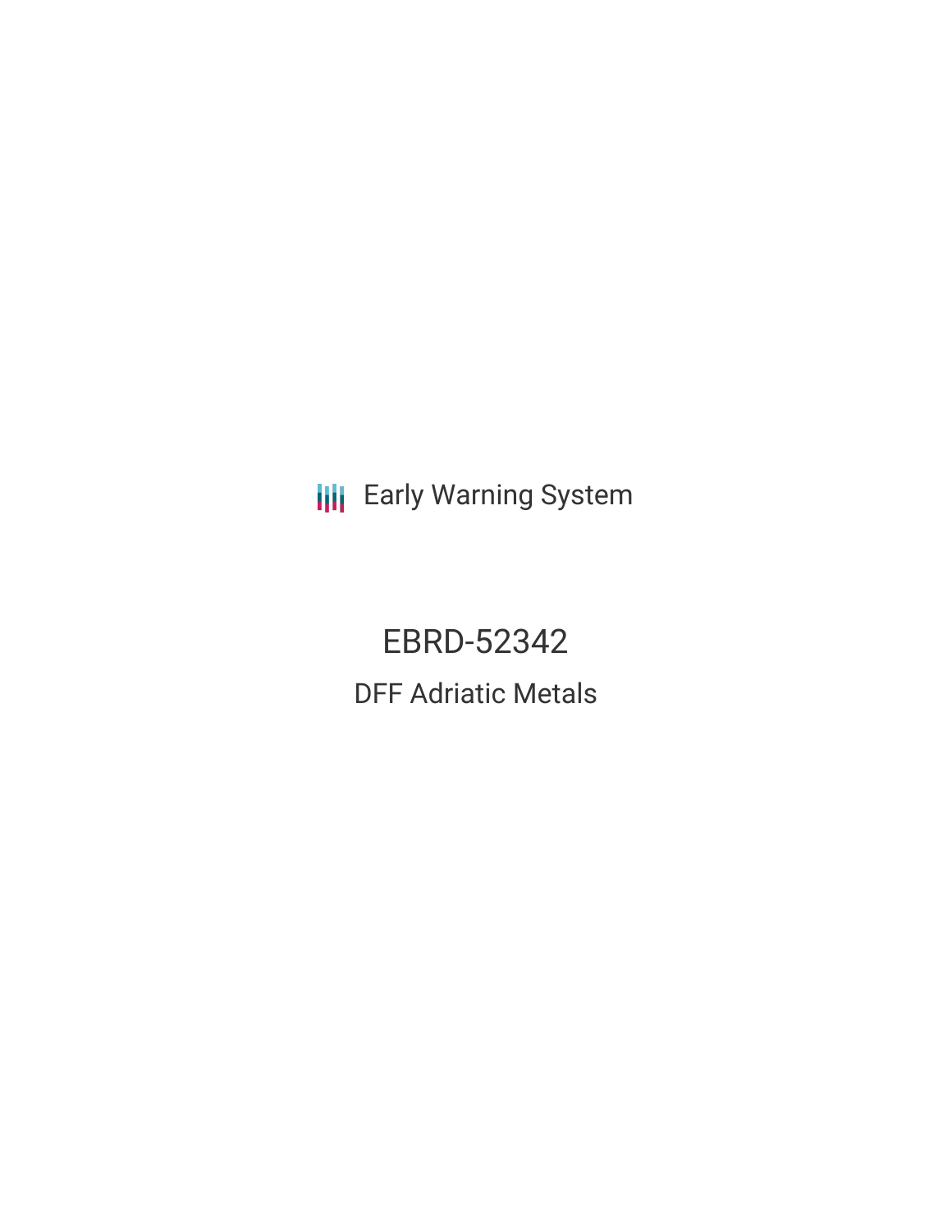Early Warning System

# EBRD-52342

## DFF Adriatic Metals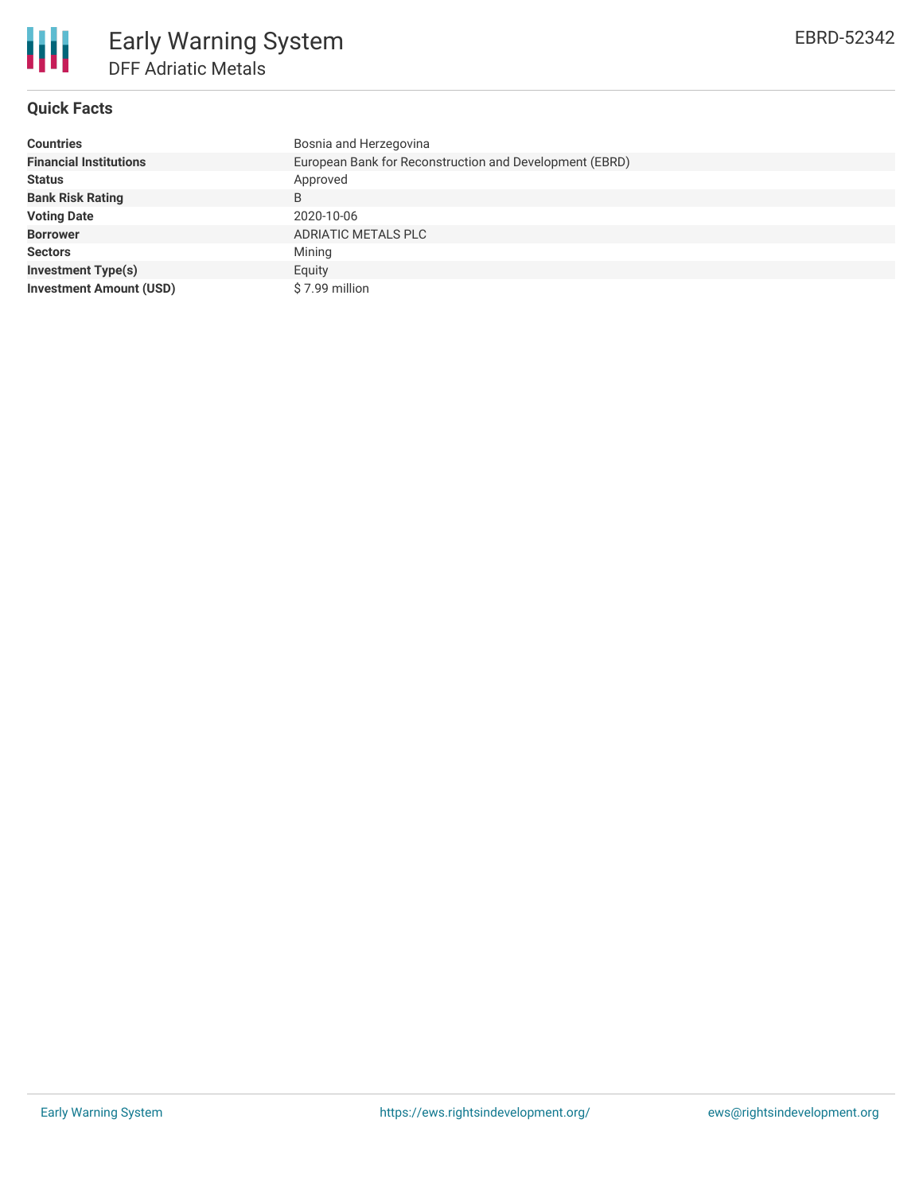# Early Warning System

## DFF Adriatic Metals

EBRD-52342

### Quick Facts

| | |
|---|---|
| **Countries** | Bosnia and Herzegovina |
| **Financial Institutions** | European Bank for Reconstruction and Development (EBRD) |
| **Status** | Approved |
| **Bank Risk Rating** | B |
| **Voting Date** | 2020-10-06 |
| **Borrower** | ADRIATIC METALS PLC |
| **Sectors** | Mining |
| **Investment Type(s)** | Equity |
| **Investment Amount (USD)** | $ 7.99 million |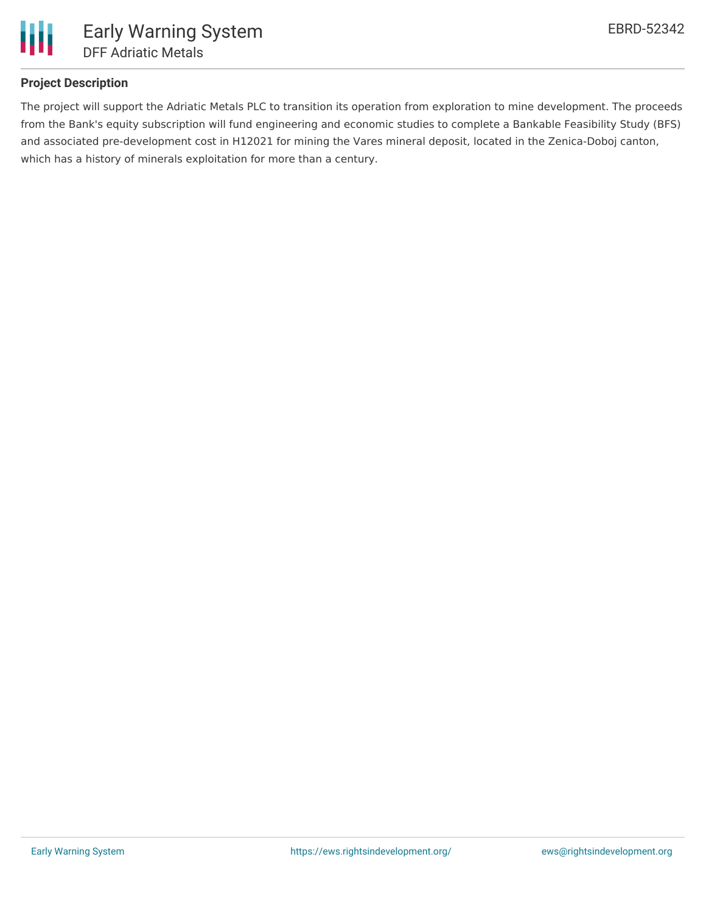**Project Description**

The project will support the Adriatic Metals PLC to transition its operation from exploration to mine development. The proceeds from the Bank's equity subscription will fund engineering and economic studies to complete a Bankable Feasibility Study (BFS) and associated pre-development cost in H12021 for mining the Vares mineral deposit, located in the Zenica-Doboj canton, which has a history of minerals exploitation for more than a century.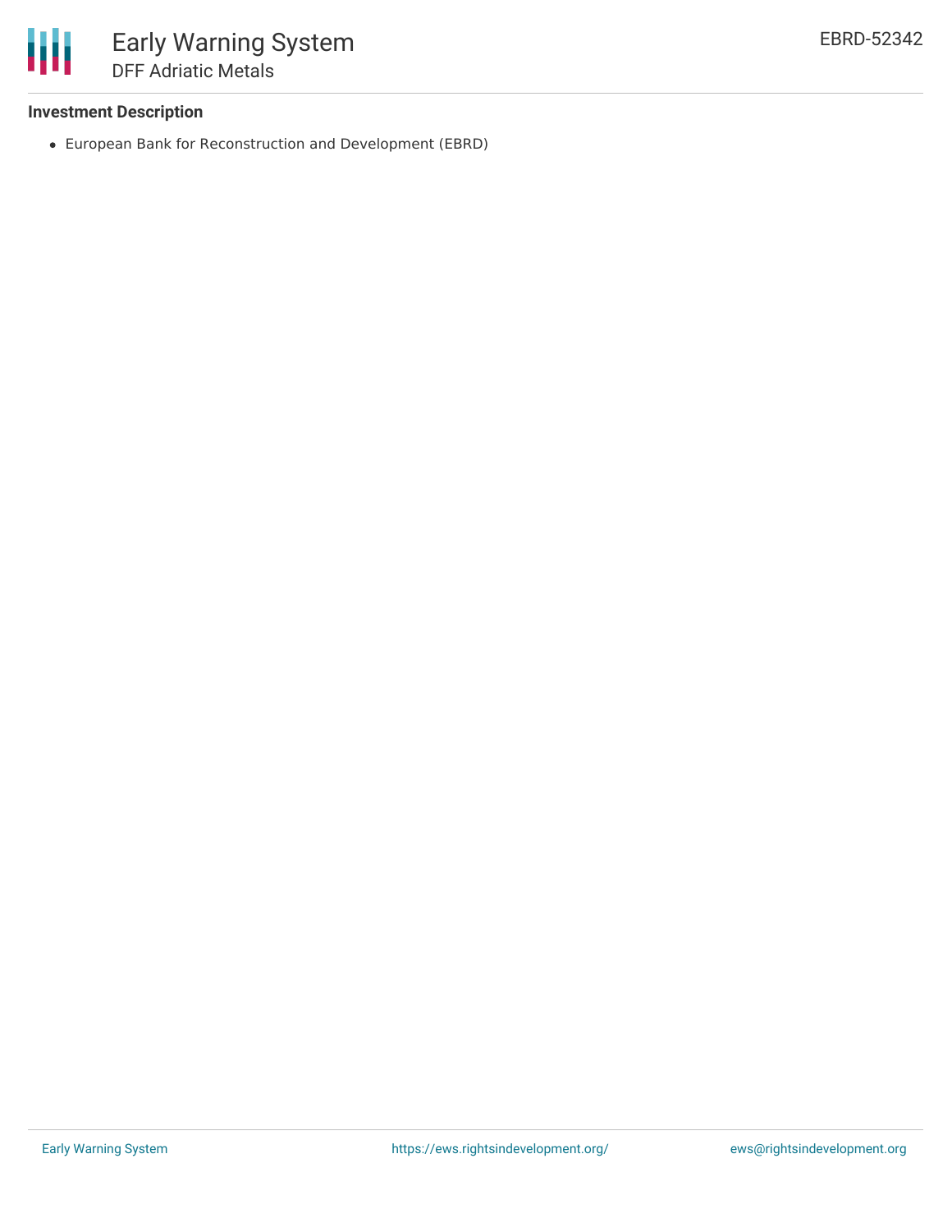### Investment Description

- European Bank for Reconstruction and Development (EBRD)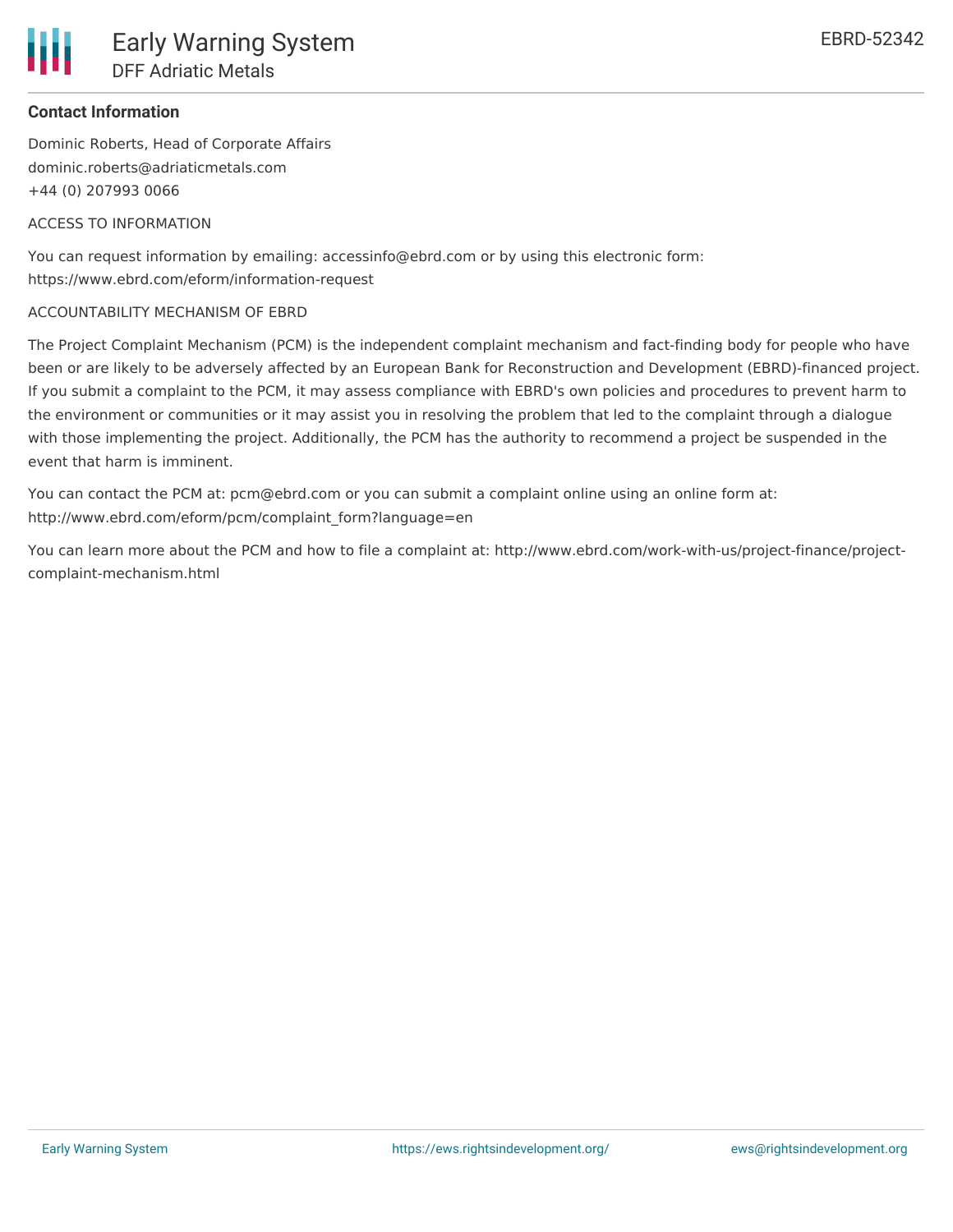**Contact Information**

Dominic Roberts, Head of Corporate Affairs
dominic.roberts@adriaticmetals.com
+44 (0) 207993 0066

ACCESS TO INFORMATION

You can request information by emailing: accessinfo@ebrd.com or by using this electronic form: https://www.ebrd.com/eform/information-request

ACCOUNTABILITY MECHANISM OF EBRD

The Project Complaint Mechanism (PCM) is the independent complaint mechanism and fact-finding body for people who have been or are likely to be adversely affected by an European Bank for Reconstruction and Development (EBRD)-financed project. If you submit a complaint to the PCM, it may assess compliance with EBRD's own policies and procedures to prevent harm to the environment or communities or it may assist you in resolving the problem that led to the complaint through a dialogue with those implementing the project. Additionally, the PCM has the authority to recommend a project be suspended in the event that harm is imminent.

You can contact the PCM at: pcm@ebrd.com or you can submit a complaint online using an online form at: http://www.ebrd.com/eform/pcm/complaint_form?language=en

You can learn more about the PCM and how to file a complaint at: http://www.ebrd.com/work-with-us/project-finance/project-complaint-mechanism.html